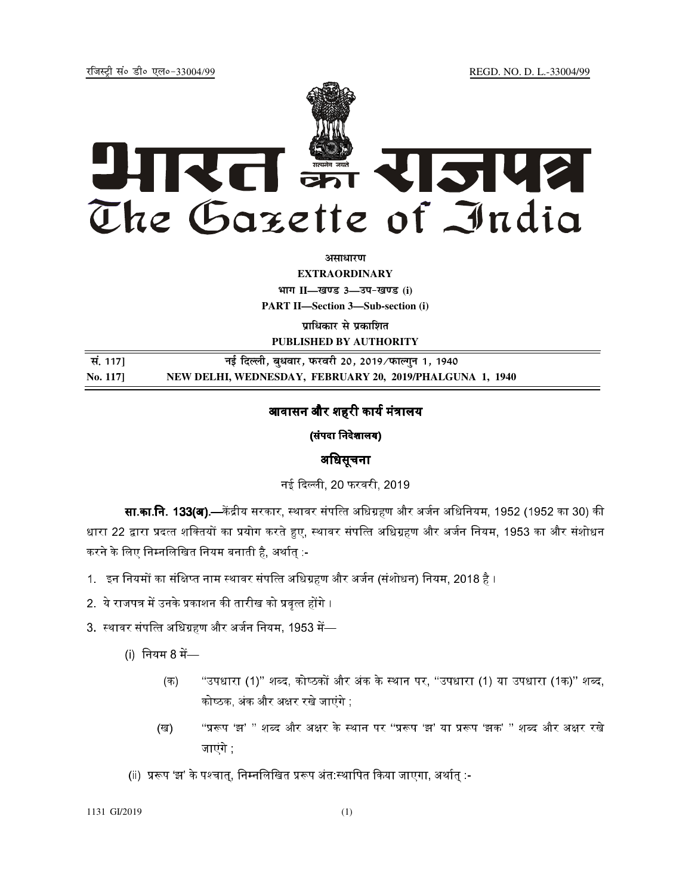रजिस्ट्री सं० डी० एल०-33004/99 REGD. NO. D. L.-33004/99

# भारत का राजपत्र
# The Gazette of India

**असाधारण**

**EXTRAORDINARY**

**भाग II—खण्ड 3—उप-खण्ड (i)**

**PART II—Section 3—Sub-section (i)**

**प्राधिकार से प्रकाशित**

**PUBLISHED BY AUTHORITY**

| सं. 117] | नई दिल्ली, बुधवार, फरवरी 20, 2019/फाल्गुन 1, 1940 |
|---|---|
| **No. 117]** | **NEW DELHI, WEDNESDAY, FEBRUARY 20, 2019/PHALGUNA 1, 1940** |

## आवासन और शहरी कार्य मंत्रालय

### (संपदा निदेशालय)

### अधिसूचना

नई दिल्ली, 20 फरवरी, 2019

**सा.का.नि. 133(अ).**—केंद्रीय सरकार, स्थावर संपत्ति अधिग्रहण और अर्जन अधिनियम, 1952 (1952 का 30) की धारा 22 द्वारा प्रदत्त शक्तियों का प्रयोग करते हुए, स्थावर संपत्ति अधिग्रहण और अर्जन नियम, 1953 का और संशोधन करने के लिए निम्नलिखित नियम बनाती है, अर्थात् :-

1. इन नियमों का संक्षिप्त नाम स्थावर संपत्ति अधिग्रहण और अर्जन (संशोधन) नियम, 2018 है ।
2. ये राजपत्र में उनके प्रकाशन की तारीख को प्रवृत्त होंगे ।
3. स्थावर संपत्ति अधिग्रहण और अर्जन नियम, 1953 में—

   (i) नियम 8 में—

   (क) "उपधारा (1)" शब्द, कोष्ठकों और अंक के स्थान पर, "उपधारा (1) या उपधारा (1क)" शब्द, कोष्ठक, अंक और अक्षर रखे जाएंगे ;

   (ख) "प्ररूप 'झ' " शब्द और अक्षर के स्थान पर "प्ररूप 'झ' या प्ररूप 'झक' " शब्द और अक्षर रखे जाएंगे ;

   (ii) प्ररूप 'झ' के पश्चात्, निम्नलिखित प्ररूप अंत:स्थापित किया जाएगा, अर्थात् :-

1131 GI/2019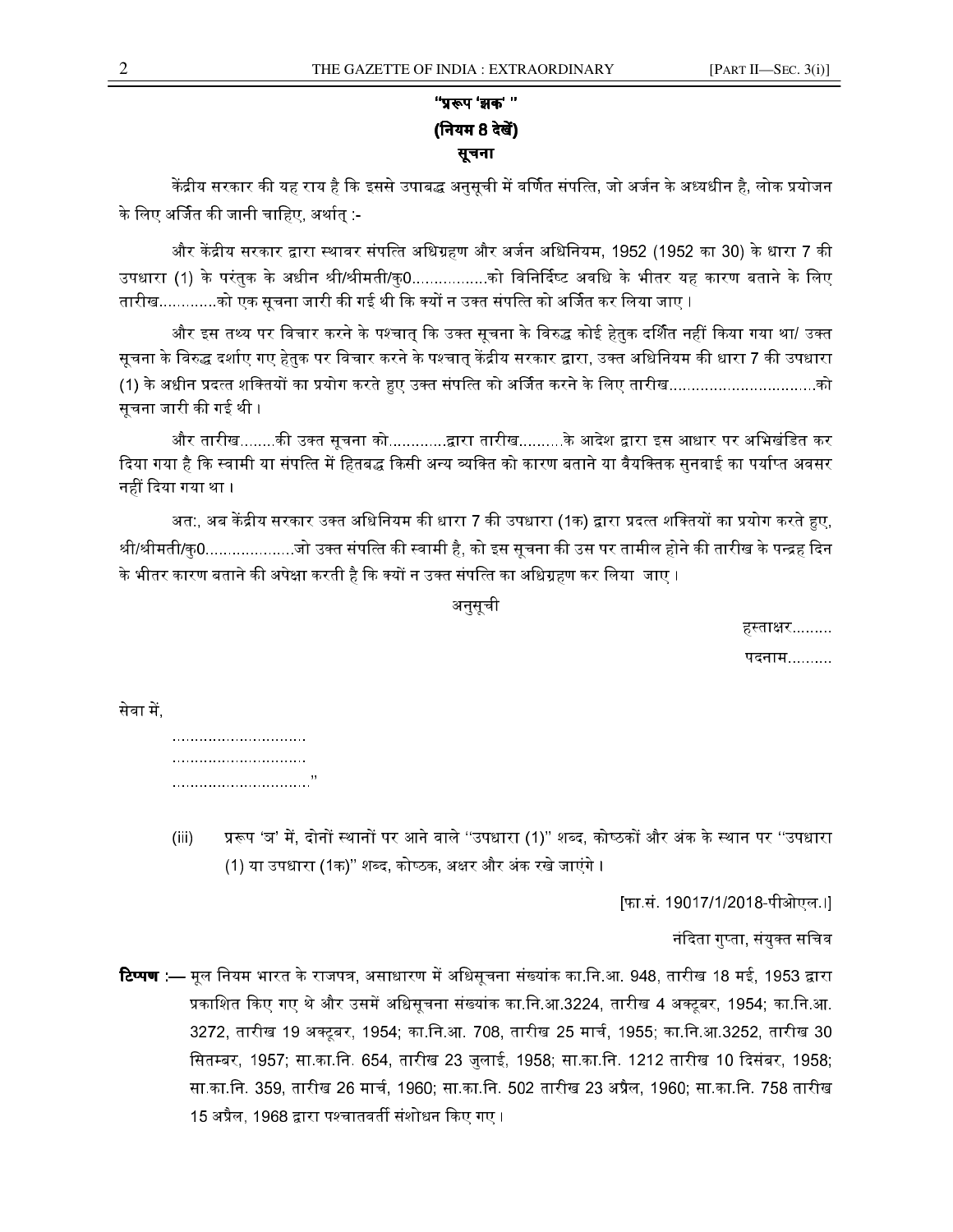**"प्ररूप 'ञक' "**
**(नियम 8 देखें)**
**सूचना**

केंद्रीय सरकार की यह राय है कि इससे उपाबद्ध अनुसूची में वर्णित संपत्ति, जो अर्जन के अध्यधीन है, लोक प्रयोजन के लिए अर्जित की जानी चाहिए, अर्थात् :-

और केंद्रीय सरकार द्वारा स्थावर संपत्ति अधिग्रहण और अर्जन अधिनियम, 1952 (1952 का 30) के धारा 7 की उपधारा (1) के परंतुक के अधीन श्री/श्रीमती/कु0................को विनिर्दिष्ट अवधि के भीतर यह कारण बताने के लिए तारीख............को एक सूचना जारी की गई थी कि क्यों न उक्त संपत्ति को अर्जित कर लिया जाए ।

और इस तथ्य पर विचार करने के पश्चात् कि उक्त सूचना के विरुद्ध कोई हेतुक दर्शित नहीं किया गया था/ उक्त सूचना के विरुद्ध दर्शाए गए हेतुक पर विचार करने के पश्चात् केंद्रीय सरकार द्वारा, उक्त अधिनियम की धारा 7 की उपधारा (1) के अधीन प्रदत्त शक्तियों का प्रयोग करते हुए उक्त संपत्ति को अर्जित करने के लिए तारीख................................को सूचना जारी की गई थी ।

और तारीख........की उक्त सूचना को............द्वारा तारीख..........के आदेश द्वारा इस आधार पर अभिखंडित कर दिया गया है कि स्वामी या संपत्ति में हितबद्ध किसी अन्य व्यक्ति को कारण बताने या वैयक्तिक सुनवाई का पर्याप्त अवसर नहीं दिया गया था ।

अत:, अब केंद्रीय सरकार उक्त अधिनियम की धारा 7 की उपधारा (1क) द्वारा प्रदत्त शक्तियों का प्रयोग करते हुए, श्री/श्रीमती/कु0...................जो उक्त संपत्ति की स्वामी है, को इस सूचना की उस पर तामील होने की तारीख के पन्द्रह दिन के भीतर कारण बताने की अपेक्षा करती है कि क्यों न उक्त संपत्ति का अधिग्रहण कर लिया जाए ।

अनुसूची

हस्ताक्षर.........

पदनाम..........

सेवा में,

.............................
.............................
............................."

(iii) प्ररूप 'ञ' में, दोनों स्थानों पर आने वाले "उपधारा (1)" शब्द, कोष्ठकों और अंक के स्थान पर "उपधारा (1) या उपधारा (1क)" शब्द, कोष्ठक, अक्षर और अंक रखे जाएंगे ।

[फा.सं. 19017/1/2018-पीओएल.।]

नंदिता गुप्ता, संयुक्त सचिव

**टिप्पण :—** मूल नियम भारत के राजपत्र, असाधारण में अधिसूचना संख्यांक का.नि.आ. 948, तारीख 18 मई, 1953 द्वारा प्रकाशित किए गए थे और उसमें अधिसूचना संख्यांक का.नि.आ.3224, तारीख 4 अक्टूबर, 1954; का.नि.आ. 3272, तारीख 19 अक्टूबर, 1954; का.नि.आ. 708, तारीख 25 मार्च, 1955; का.नि.आ.3252, तारीख 30 सितम्बर, 1957; सा.का.नि. 654, तारीख 23 जुलाई, 1958; सा.का.नि. 1212 तारीख 10 दिसंबर, 1958; सा.का.नि. 359, तारीख 26 मार्च, 1960; सा.का.नि. 502 तारीख 23 अप्रैल, 1960; सा.का.नि. 758 तारीख 15 अप्रैल, 1968 द्वारा पश्चातवर्ती संशोधन किए गए ।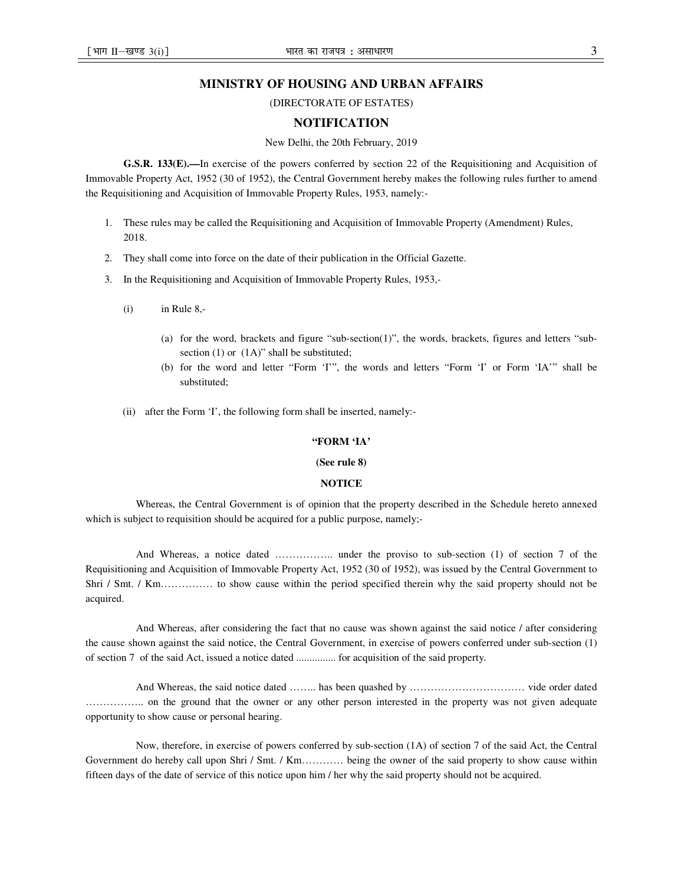## MINISTRY OF HOUSING AND URBAN AFFAIRS

(DIRECTORATE OF ESTATES)

## NOTIFICATION

New Delhi, the 20th February, 2019

**G.S.R. 133(E).—**In exercise of the powers conferred by section 22 of the Requisitioning and Acquisition of Immovable Property Act, 1952 (30 of 1952), the Central Government hereby makes the following rules further to amend the Requisitioning and Acquisition of Immovable Property Rules, 1953, namely:-

1. These rules may be called the Requisitioning and Acquisition of Immovable Property (Amendment) Rules, 2018.
2. They shall come into force on the date of their publication in the Official Gazette.
3. In the Requisitioning and Acquisition of Immovable Property Rules, 1953,-

   (i) in Rule 8,-

   (a) for the word, brackets and figure "sub-section(1)", the words, brackets, figures and letters "sub-section (1) or (1A)" shall be substituted;

   (b) for the word and letter "Form 'I'", the words and letters "Form 'I' or Form 'IA'" shall be substituted;

   (ii) after the Form 'I', the following form shall be inserted, namely:-

**"FORM 'IA'**

**(See rule 8)**

**NOTICE**

Whereas, the Central Government is of opinion that the property described in the Schedule hereto annexed which is subject to requisition should be acquired for a public purpose, namely;-

And Whereas, a notice dated …………….. under the proviso to sub-section (1) of section 7 of the Requisitioning and Acquisition of Immovable Property Act, 1952 (30 of 1952), was issued by the Central Government to Shri / Smt. / Km…………… to show cause within the period specified therein why the said property should not be acquired.

And Whereas, after considering the fact that no cause was shown against the said notice / after considering the cause shown against the said notice, the Central Government, in exercise of powers conferred under sub-section (1) of section 7 of the said Act, issued a notice dated ............... for acquisition of the said property.

And Whereas, the said notice dated …….. has been quashed by …………………………… vide order dated …………….. on the ground that the owner or any other person interested in the property was not given adequate opportunity to show cause or personal hearing.

Now, therefore, in exercise of powers conferred by sub-section (1A) of section 7 of the said Act, the Central Government do hereby call upon Shri / Smt. / Km………… being the owner of the said property to show cause within fifteen days of the date of service of this notice upon him / her why the said property should not be acquired.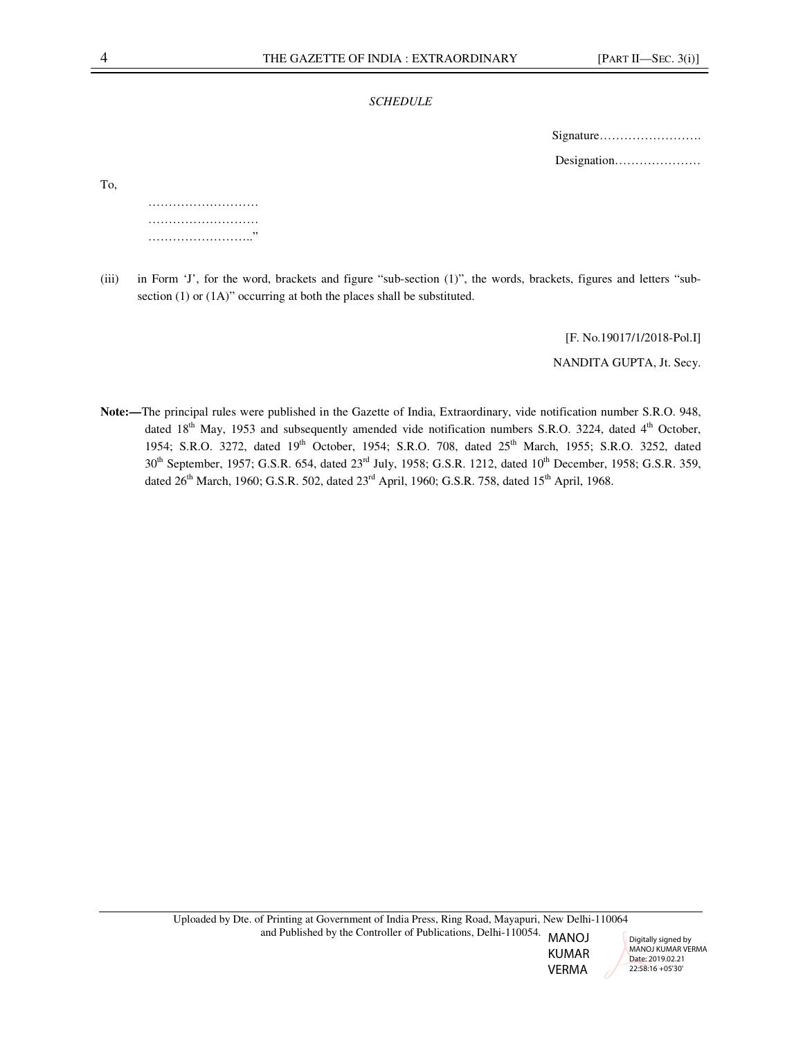*SCHEDULE*

Signature…………………….

Designation…………………

To,

………………………
………………………
……………………..”

(iii) in Form ‘J’, for the word, brackets and figure “sub-section (1)”, the words, brackets, figures and letters “sub-section (1) or (1A)” occurring at both the places shall be substituted.

[F. No.19017/1/2018-Pol.I]

NANDITA GUPTA, Jt. Secy.

**Note:—**The principal rules were published in the Gazette of India, Extraordinary, vide notification number S.R.O. 948, dated 18th May, 1953 and subsequently amended vide notification numbers S.R.O. 3224, dated 4th October, 1954; S.R.O. 3272, dated 19th October, 1954; S.R.O. 708, dated 25th March, 1955; S.R.O. 3252, dated 30th September, 1957; G.S.R. 654, dated 23rd July, 1958; G.S.R. 1212, dated 10th December, 1958; G.S.R. 359, dated 26th March, 1960; G.S.R. 502, dated 23rd April, 1960; G.S.R. 758, dated 15th April, 1968.

Uploaded by Dte. of Printing at Government of India Press, Ring Road, Mayapuri, New Delhi-110064 and Published by the Controller of Publications, Delhi-110054.

MANOJ KUMAR VERMA

Digitally signed by MANOJ KUMAR VERMA
Date: 2019.02.21 22:58:16 +05'30'